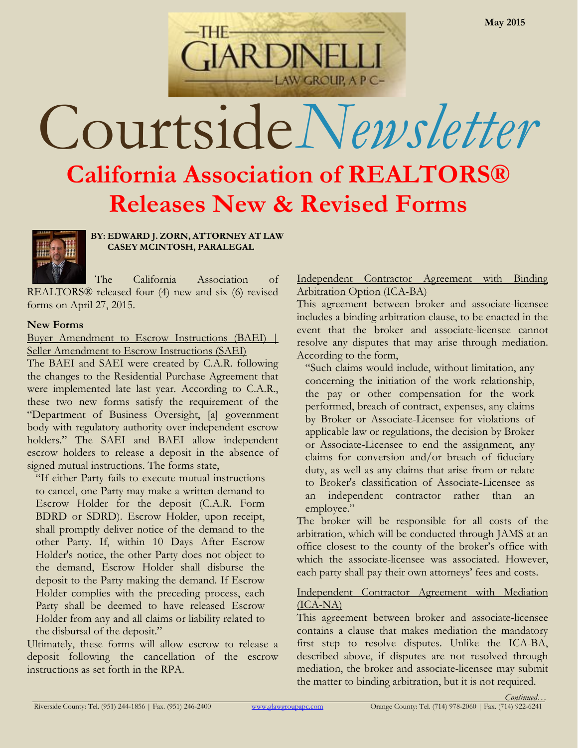May 2015

# Courtside *Newsletter*

# California Association of REALTORS® Releases New & Revised Forms

**BY: EDWARD J. ZORN, ATTORNEY AT LAW**
**CASEY MCINTOSH, PARALEGAL**

The California Association of REALTORS® released four (4) new and six (6) revised forms on April 27, 2015.

### New Forms

Buyer Amendment to Escrow Instructions (BAEI) | Seller Amendment to Escrow Instructions (SAEI)

The BAEI and SAEI were created by C.A.R. following the changes to the Residential Purchase Agreement that were implemented late last year. According to C.A.R., these two new forms satisfy the requirement of the "Department of Business Oversight, [a] government body with regulatory authority over independent escrow holders." The SAEI and BAEI allow independent escrow holders to release a deposit in the absence of signed mutual instructions. The forms state,

> "If either Party fails to execute mutual instructions to cancel, one Party may make a written demand to Escrow Holder for the deposit (C.A.R. Form BDRD or SDRD). Escrow Holder, upon receipt, shall promptly deliver notice of the demand to the other Party. If, within 10 Days After Escrow Holder's notice, the other Party does not object to the demand, Escrow Holder shall disburse the deposit to the Party making the demand. If Escrow Holder complies with the preceding process, each Party shall be deemed to have released Escrow Holder from any and all claims or liability related to the disbursal of the deposit."

Ultimately, these forms will allow escrow to release a deposit following the cancellation of the escrow instructions as set forth in the RPA.

Independent Contractor Agreement with Binding Arbitration Option (ICA-BA)

This agreement between broker and associate-licensee includes a binding arbitration clause, to be enacted in the event that the broker and associate-licensee cannot resolve any disputes that may arise through mediation. According to the form,

> "Such claims would include, without limitation, any concerning the initiation of the work relationship, the pay or other compensation for the work performed, breach of contract, expenses, any claims by Broker or Associate-Licensee for violations of applicable law or regulations, the decision by Broker or Associate-Licensee to end the assignment, any claims for conversion and/or breach of fiduciary duty, as well as any claims that arise from or relate to Broker's classification of Associate-Licensee as an independent contractor rather than an employee."

The broker will be responsible for all costs of the arbitration, which will be conducted through JAMS at an office closest to the county of the broker's office with which the associate-licensee was associated. However, each party shall pay their own attorneys' fees and costs.

Independent Contractor Agreement with Mediation (ICA-NA)

This agreement between broker and associate-licensee contains a clause that makes mediation the mandatory first step to resolve disputes. Unlike the ICA-BA, described above, if disputes are not resolved through mediation, the broker and associate-licensee may submit the matter to binding arbitration, but it is not required.

*Continued…*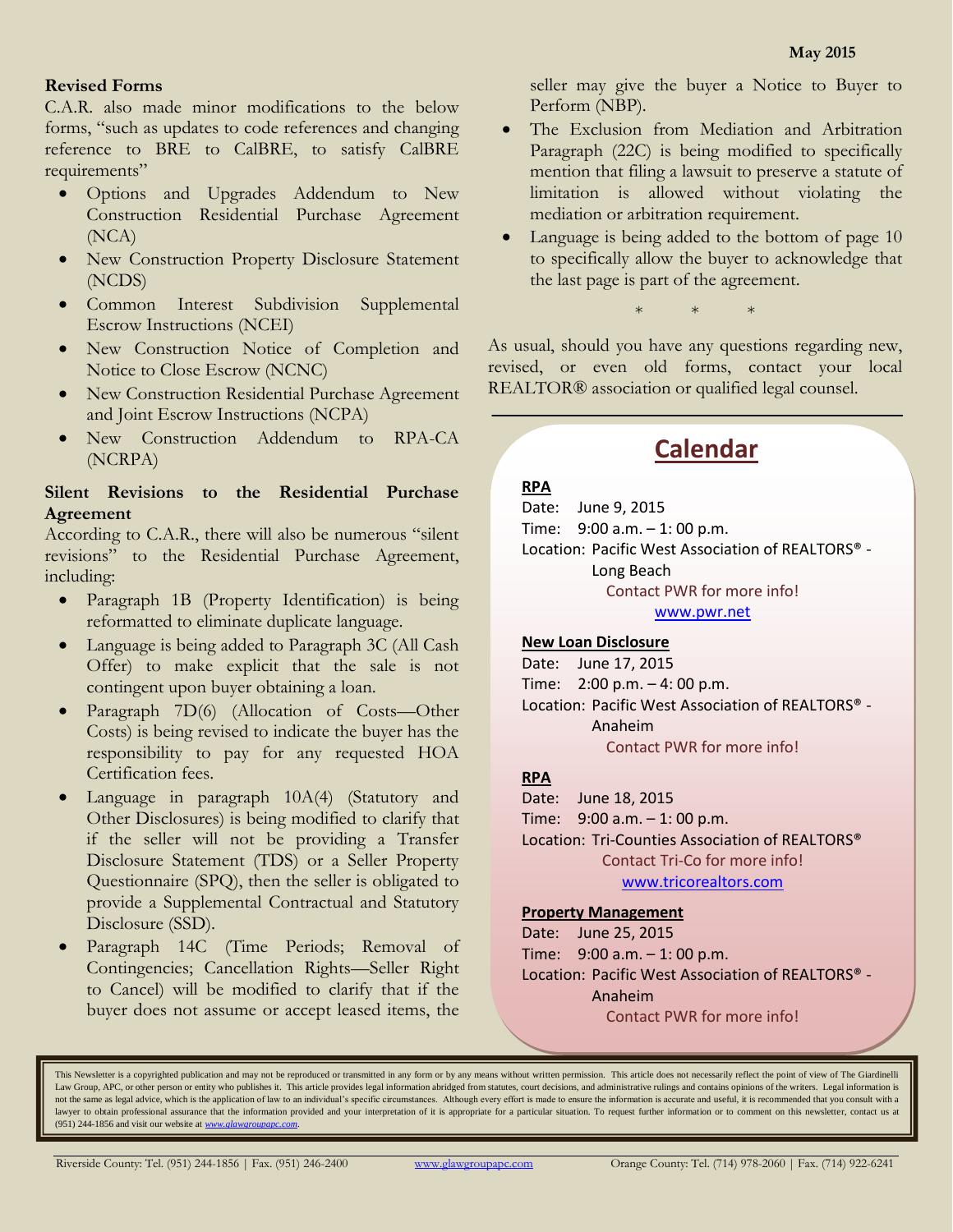**Revised Forms**

C.A.R. also made minor modifications to the below forms, "such as updates to code references and changing reference to BRE to CalBRE, to satisfy CalBRE requirements"

- Options and Upgrades Addendum to New Construction Residential Purchase Agreement (NCA)
- New Construction Property Disclosure Statement (NCDS)
- Common Interest Subdivision Supplemental Escrow Instructions (NCEI)
- New Construction Notice of Completion and Notice to Close Escrow (NCNC)
- New Construction Residential Purchase Agreement and Joint Escrow Instructions (NCPA)
- New Construction Addendum to RPA-CA (NCRPA)

**Silent Revisions to the Residential Purchase Agreement**

According to C.A.R., there will also be numerous "silent revisions" to the Residential Purchase Agreement, including:

- Paragraph 1B (Property Identification) is being reformatted to eliminate duplicate language.
- Language is being added to Paragraph 3C (All Cash Offer) to make explicit that the sale is not contingent upon buyer obtaining a loan.
- Paragraph 7D(6) (Allocation of Costs—Other Costs) is being revised to indicate the buyer has the responsibility to pay for any requested HOA Certification fees.
- Language in paragraph 10A(4) (Statutory and Other Disclosures) is being modified to clarify that if the seller will not be providing a Transfer Disclosure Statement (TDS) or a Seller Property Questionnaire (SPQ), then the seller is obligated to provide a Supplemental Contractual and Statutory Disclosure (SSD).
- Paragraph 14C (Time Periods; Removal of Contingencies; Cancellation Rights—Seller Right to Cancel) will be modified to clarify that if the buyer does not assume or accept leased items, the seller may give the buyer a Notice to Buyer to Perform (NBP).
- The Exclusion from Mediation and Arbitration Paragraph (22C) is being modified to specifically mention that filing a lawsuit to preserve a statute of limitation is allowed without violating the mediation or arbitration requirement.
- Language is being added to the bottom of page 10 to specifically allow the buyer to acknowledge that the last page is part of the agreement.

\* \* \*

As usual, should you have any questions regarding new, revised, or even old forms, contact your local REALTOR® association or qualified legal counsel.

## Calendar

**RPA**
Date: June 9, 2015
Time: 9:00 a.m. – 1: 00 p.m.
Location: Pacific West Association of REALTORS® - Long Beach
Contact PWR for more info!
www.pwr.net

**New Loan Disclosure**
Date: June 17, 2015
Time: 2:00 p.m. – 4: 00 p.m.
Location: Pacific West Association of REALTORS® - Anaheim
Contact PWR for more info!

**RPA**
Date: June 18, 2015
Time: 9:00 a.m. – 1: 00 p.m.
Location: Tri-Counties Association of REALTORS®
Contact Tri-Co for more info!
www.tricorealtors.com

**Property Management**
Date: June 25, 2015
Time: 9:00 a.m. – 1: 00 p.m.
Location: Pacific West Association of REALTORS® - Anaheim
Contact PWR for more info!

This Newsletter is a copyrighted publication and may not be reproduced or transmitted in any form or by any means without written permission. This article does not necessarily reflect the point of view of The Giardinelli Law Group, APC, or other person or entity who publishes it. This article provides legal information abridged from statutes, court decisions, and administrative rulings and contains opinions of the writers. Legal information is not the same as legal advice, which is the application of law to an individual's specific circumstances. Although every effort is made to ensure the information is accurate and useful, it is recommended that you consult with a lawyer to obtain professional assurance that the information provided and your interpretation of it is appropriate for a particular situation. To request further information or to comment on this newsletter, contact us at (951) 244-1856 and visit our website at *www.glawgroupapc.com*.

Riverside County: Tel. (951) 244-1856 | Fax. (951) 246-2400 www.glawgroupapc.com Orange County: Tel. (714) 978-2060 | Fax. (714) 922-6241